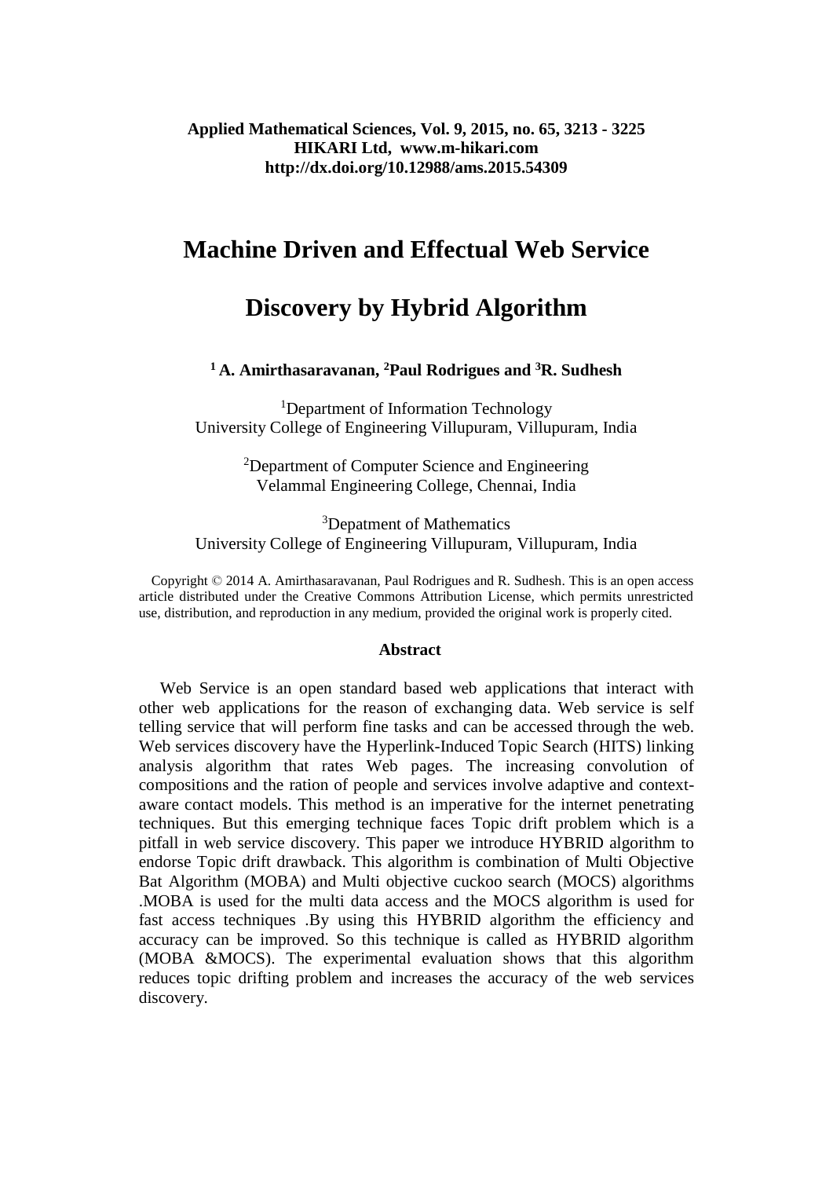**Applied Mathematical Sciences, Vol. 9, 2015, no. 65, 3213 - 3225**
**HIKARI Ltd, www.m-hikari.com**
**http://dx.doi.org/10.12988/ams.2015.54309**

# Machine Driven and Effectual Web Service Discovery by Hybrid Algorithm

**[1] A. Amirthasaravanan, [2]Paul Rodrigues and [3]R. Sudhesh**

[1]Department of Information Technology
University College of Engineering Villupuram, Villupuram, India

[2]Department of Computer Science and Engineering
Velammal Engineering College, Chennai, India

[3]Depatment of Mathematics
University College of Engineering Villupuram, Villupuram, India

Copyright © 2014 A. Amirthasaravanan, Paul Rodrigues and R. Sudhesh. This is an open access article distributed under the Creative Commons Attribution License, which permits unrestricted use, distribution, and reproduction in any medium, provided the original work is properly cited.

## Abstract

Web Service is an open standard based web applications that interact with other web applications for the reason of exchanging data. Web service is self telling service that will perform fine tasks and can be accessed through the web. Web services discovery have the Hyperlink-Induced Topic Search (HITS) linking analysis algorithm that rates Web pages. The increasing convolution of compositions and the ration of people and services involve adaptive and context-aware contact models. This method is an imperative for the internet penetrating techniques. But this emerging technique faces Topic drift problem which is a pitfall in web service discovery. This paper we introduce HYBRID algorithm to endorse Topic drift drawback. This algorithm is combination of Multi Objective Bat Algorithm (MOBA) and Multi objective cuckoo search (MOCS) algorithms .MOBA is used for the multi data access and the MOCS algorithm is used for fast access techniques .By using this HYBRID algorithm the efficiency and accuracy can be improved. So this technique is called as HYBRID algorithm (MOBA &MOCS). The experimental evaluation shows that this algorithm reduces topic drifting problem and increases the accuracy of the web services discovery.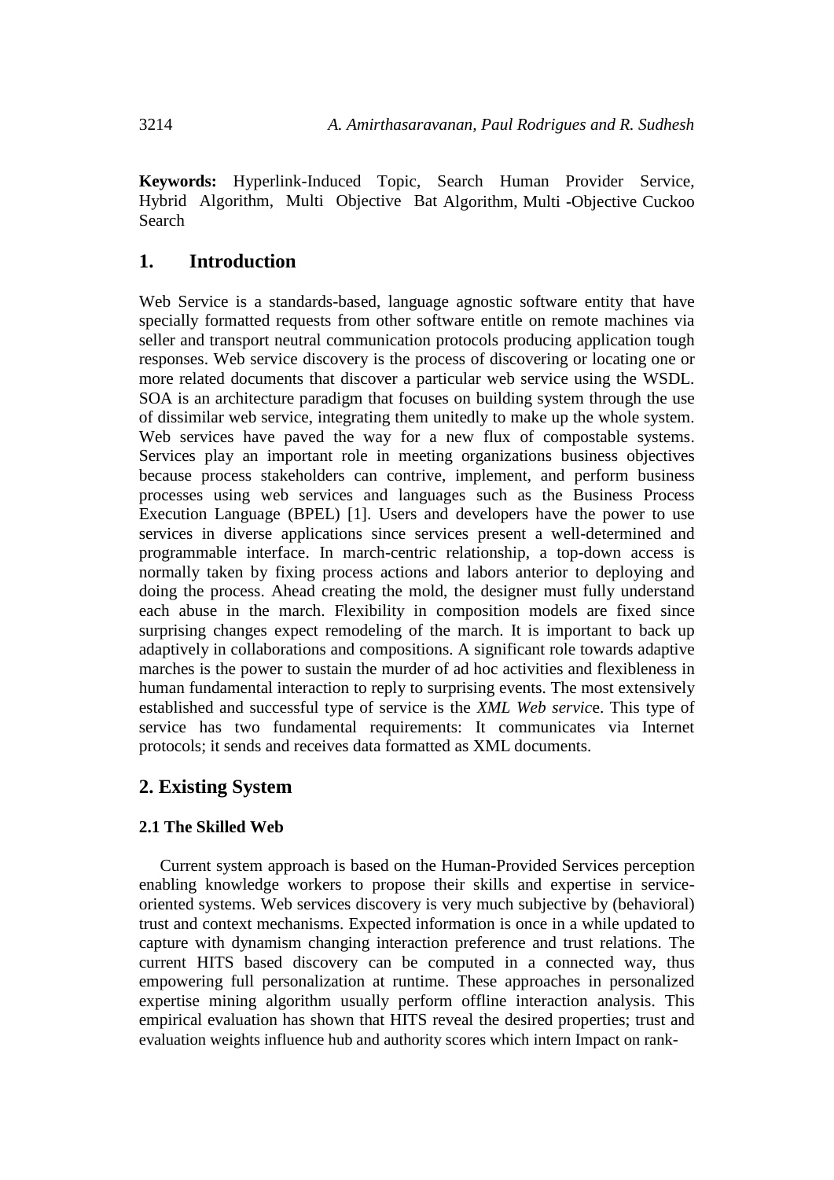**Keywords:** Hyperlink-Induced Topic, Search Human Provider Service, Hybrid Algorithm, Multi Objective Bat Algorithm, Multi -Objective Cuckoo Search

## 1. Introduction

Web Service is a standards-based, language agnostic software entity that have specially formatted requests from other software entitle on remote machines via seller and transport neutral communication protocols producing application tough responses. Web service discovery is the process of discovering or locating one or more related documents that discover a particular web service using the WSDL. SOA is an architecture paradigm that focuses on building system through the use of dissimilar web service, integrating them unitedly to make up the whole system. Web services have paved the way for a new flux of compostable systems. Services play an important role in meeting organizations business objectives because process stakeholders can contrive, implement, and perform business processes using web services and languages such as the Business Process Execution Language (BPEL) [1]. Users and developers have the power to use services in diverse applications since services present a well-determined and programmable interface. In march-centric relationship, a top-down access is normally taken by fixing process actions and labors anterior to deploying and doing the process. Ahead creating the mold, the designer must fully understand each abuse in the march. Flexibility in composition models are fixed since surprising changes expect remodeling of the march. It is important to back up adaptively in collaborations and compositions. A significant role towards adaptive marches is the power to sustain the murder of ad hoc activities and flexibleness in human fundamental interaction to reply to surprising events. The most extensively established and successful type of service is the *XML Web service*. This type of service has two fundamental requirements: It communicates via Internet protocols; it sends and receives data formatted as XML documents.

## 2. Existing System

### 2.1 The Skilled Web

Current system approach is based on the Human-Provided Services perception enabling knowledge workers to propose their skills and expertise in service-oriented systems. Web services discovery is very much subjective by (behavioral) trust and context mechanisms. Expected information is once in a while updated to capture with dynamism changing interaction preference and trust relations. The current HITS based discovery can be computed in a connected way, thus empowering full personalization at runtime. These approaches in personalized expertise mining algorithm usually perform offline interaction analysis. This empirical evaluation has shown that HITS reveal the desired properties; trust and evaluation weights influence hub and authority scores which intern Impact on rank-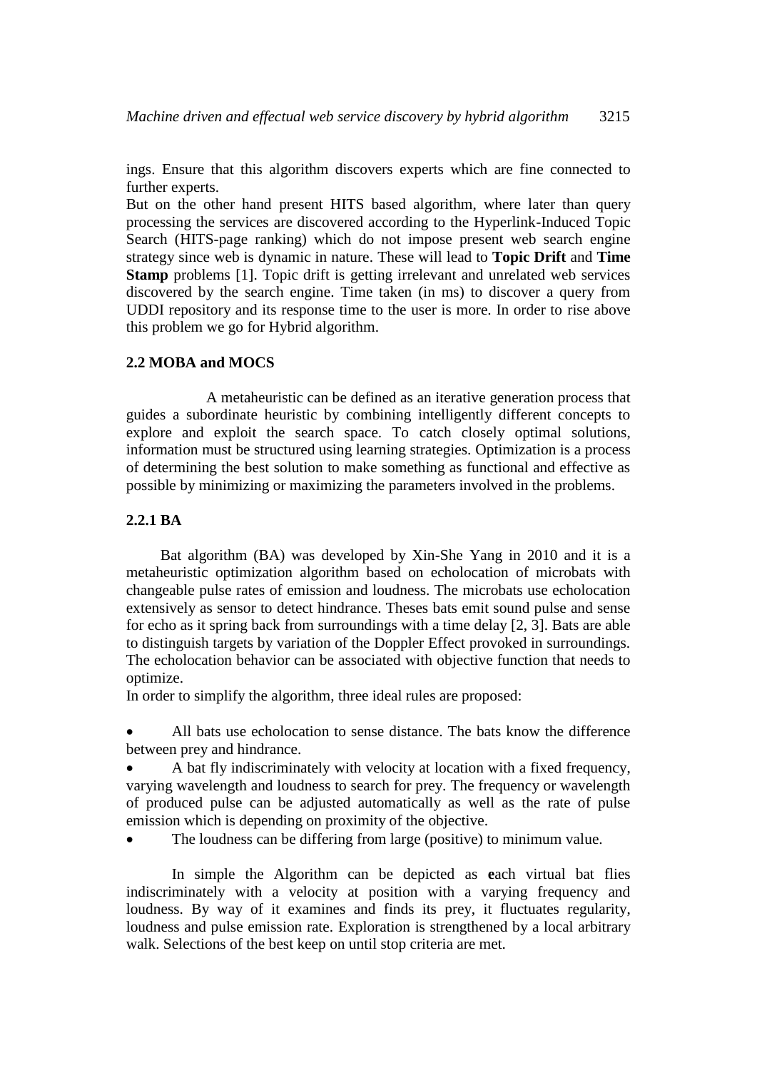ings. Ensure that this algorithm discovers experts which are fine connected to further experts.

But on the other hand present HITS based algorithm, where later than query processing the services are discovered according to the Hyperlink-Induced Topic Search (HITS-page ranking) which do not impose present web search engine strategy since web is dynamic in nature. These will lead to **Topic Drift** and **Time Stamp** problems [1]. Topic drift is getting irrelevant and unrelated web services discovered by the search engine. Time taken (in ms) to discover a query from UDDI repository and its response time to the user is more. In order to rise above this problem we go for Hybrid algorithm.

### 2.2 MOBA and MOCS

A metaheuristic can be defined as an iterative generation process that guides a subordinate heuristic by combining intelligently different concepts to explore and exploit the search space. To catch closely optimal solutions, information must be structured using learning strategies. Optimization is a process of determining the best solution to make something as functional and effective as possible by minimizing or maximizing the parameters involved in the problems.

#### 2.2.1 BA

Bat algorithm (BA) was developed by Xin-She Yang in 2010 and it is a metaheuristic optimization algorithm based on echolocation of microbats with changeable pulse rates of emission and loudness. The microbats use echolocation extensively as sensor to detect hindrance. Theses bats emit sound pulse and sense for echo as it spring back from surroundings with a time delay [2, 3]. Bats are able to distinguish targets by variation of the Doppler Effect provoked in surroundings. The echolocation behavior can be associated with objective function that needs to optimize.

In order to simplify the algorithm, three ideal rules are proposed:

- All bats use echolocation to sense distance. The bats know the difference between prey and hindrance.
- A bat fly indiscriminately with velocity at location with a fixed frequency, varying wavelength and loudness to search for prey. The frequency or wavelength of produced pulse can be adjusted automatically as well as the rate of pulse emission which is depending on proximity of the objective.
- The loudness can be differing from large (positive) to minimum value.

In simple the Algorithm can be depicted as **e**ach virtual bat flies indiscriminately with a velocity at position with a varying frequency and loudness. By way of it examines and finds its prey, it fluctuates regularity, loudness and pulse emission rate. Exploration is strengthened by a local arbitrary walk. Selections of the best keep on until stop criteria are met.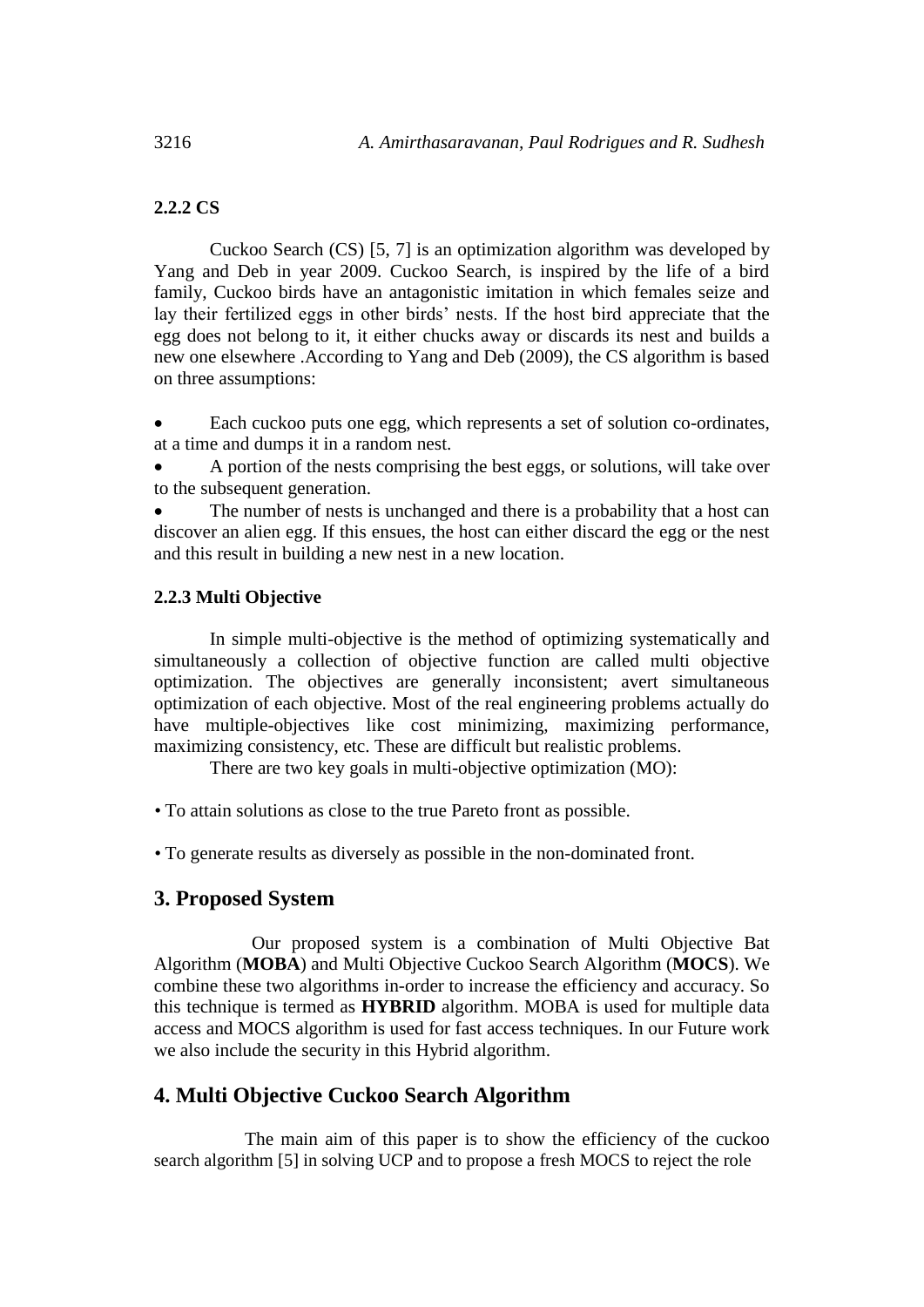### 2.2.2 CS

Cuckoo Search (CS) [5, 7] is an optimization algorithm was developed by Yang and Deb in year 2009. Cuckoo Search, is inspired by the life of a bird family, Cuckoo birds have an antagonistic imitation in which females seize and lay their fertilized eggs in other birds' nests. If the host bird appreciate that the egg does not belong to it, it either chucks away or discards its nest and builds a new one elsewhere .According to Yang and Deb (2009), the CS algorithm is based on three assumptions:

- Each cuckoo puts one egg, which represents a set of solution co-ordinates, at a time and dumps it in a random nest.
- A portion of the nests comprising the best eggs, or solutions, will take over to the subsequent generation.
- The number of nests is unchanged and there is a probability that a host can discover an alien egg. If this ensues, the host can either discard the egg or the nest and this result in building a new nest in a new location.

### 2.2.3 Multi Objective

In simple multi-objective is the method of optimizing systematically and simultaneously a collection of objective function are called multi objective optimization. The objectives are generally inconsistent; avert simultaneous optimization of each objective. Most of the real engineering problems actually do have multiple-objectives like cost minimizing, maximizing performance, maximizing consistency, etc. These are difficult but realistic problems.

There are two key goals in multi-objective optimization (MO):

• To attain solutions as close to the true Pareto front as possible.

• To generate results as diversely as possible in the non-dominated front.

## 3. Proposed System

Our proposed system is a combination of Multi Objective Bat Algorithm (**MOBA**) and Multi Objective Cuckoo Search Algorithm (**MOCS**). We combine these two algorithms in-order to increase the efficiency and accuracy. So this technique is termed as **HYBRID** algorithm. MOBA is used for multiple data access and MOCS algorithm is used for fast access techniques. In our Future work we also include the security in this Hybrid algorithm.

## 4. Multi Objective Cuckoo Search Algorithm

The main aim of this paper is to show the efficiency of the cuckoo search algorithm [5] in solving UCP and to propose a fresh MOCS to reject the role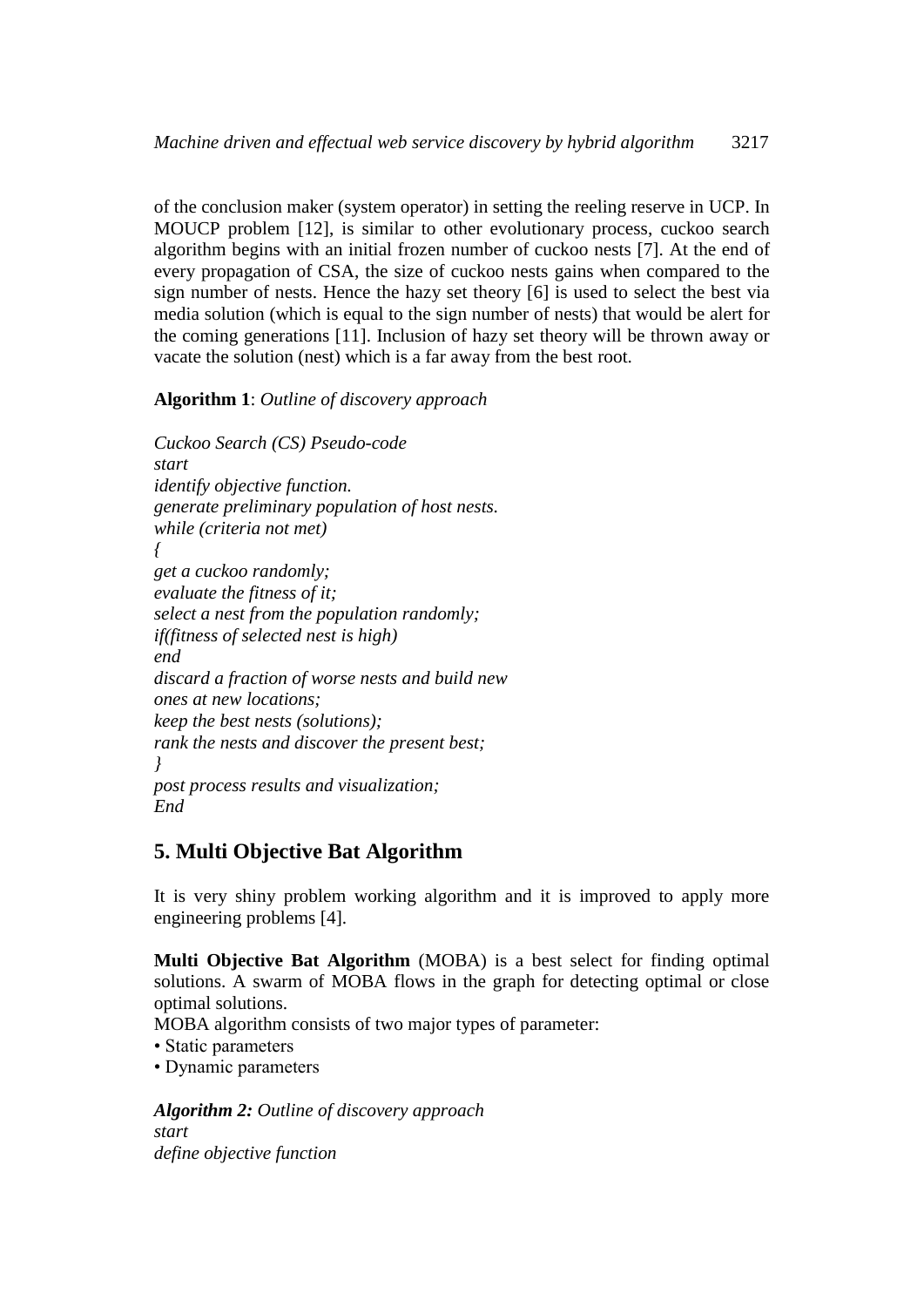of the conclusion maker (system operator) in setting the reeling reserve in UCP. In MOUCP problem [12], is similar to other evolutionary process, cuckoo search algorithm begins with an initial frozen number of cuckoo nests [7]. At the end of every propagation of CSA, the size of cuckoo nests gains when compared to the sign number of nests. Hence the hazy set theory [6] is used to select the best via media solution (which is equal to the sign number of nests) that would be alert for the coming generations [11]. Inclusion of hazy set theory will be thrown away or vacate the solution (nest) which is a far away from the best root.

**Algorithm 1**: *Outline of discovery approach*

*Cuckoo Search (CS) Pseudo-code*
*start*
*identify objective function.*
*generate preliminary population of host nests.*
*while (criteria not met)*
*{*
*get a cuckoo randomly;*
*evaluate the fitness of it;*
*select a nest from the population randomly;*
*if(fitness of selected nest is high)*
*end*
*discard a fraction of worse nests and build new ones at new locations;*
*keep the best nests (solutions);*
*rank the nests and discover the present best;*
*}*
*post process results and visualization;*
*End*

## 5. Multi Objective Bat Algorithm

It is very shiny problem working algorithm and it is improved to apply more engineering problems [4].

**Multi Objective Bat Algorithm** (MOBA) is a best select for finding optimal solutions. A swarm of MOBA flows in the graph for detecting optimal or close optimal solutions.

MOBA algorithm consists of two major types of parameter:

- Static parameters
- Dynamic parameters

***Algorithm 2:*** *Outline of discovery approach*
*start*
*define objective function*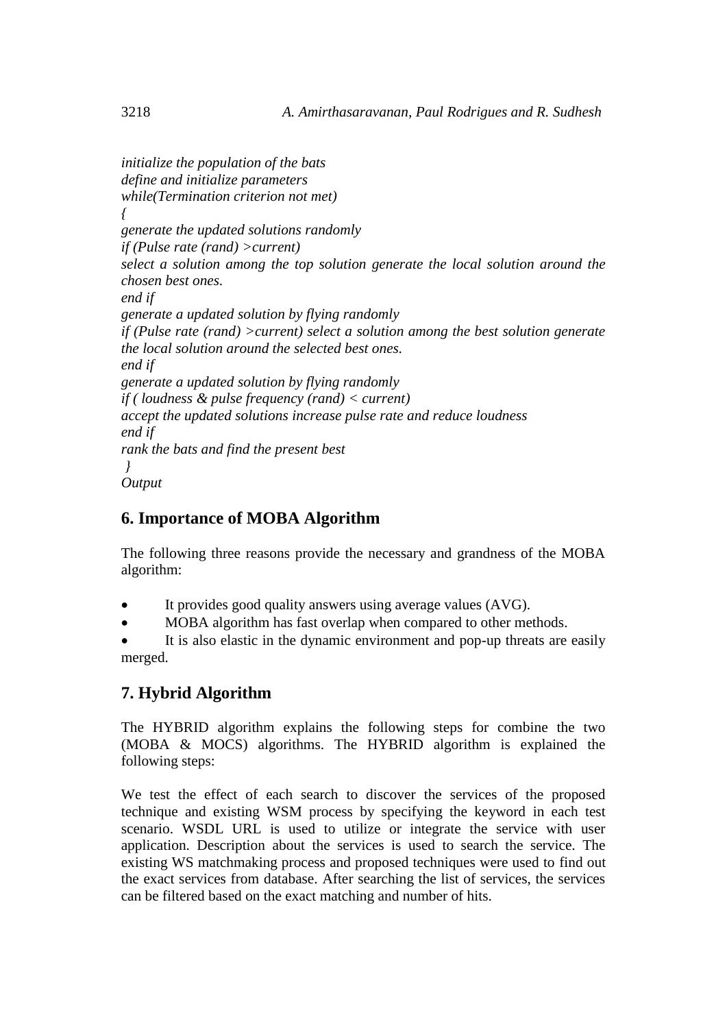*initialize the population of the bats*
*define and initialize parameters*
*while(Termination criterion not met)*
*{*
*generate the updated solutions randomly*
*if (Pulse rate (rand) >current)*
*select a solution among the top solution generate the local solution around the chosen best ones.*
*end if*
*generate a updated solution by flying randomly*
*if (Pulse rate (rand) >current) select a solution among the best solution generate the local solution around the selected best ones.*
*end if*
*generate a updated solution by flying randomly*
*if ( loudness & pulse frequency (rand) < current)*
*accept the updated solutions increase pulse rate and reduce loudness*
*end if*
*rank the bats and find the present best*
*}*
*Output*

## 6. Importance of MOBA Algorithm

The following three reasons provide the necessary and grandness of the MOBA algorithm:

- It provides good quality answers using average values (AVG).
- MOBA algorithm has fast overlap when compared to other methods.
- It is also elastic in the dynamic environment and pop-up threats are easily merged.

## 7. Hybrid Algorithm

The HYBRID algorithm explains the following steps for combine the two (MOBA & MOCS) algorithms. The HYBRID algorithm is explained the following steps:

We test the effect of each search to discover the services of the proposed technique and existing WSM process by specifying the keyword in each test scenario. WSDL URL is used to utilize or integrate the service with user application. Description about the services is used to search the service. The existing WS matchmaking process and proposed techniques were used to find out the exact services from database. After searching the list of services, the services can be filtered based on the exact matching and number of hits.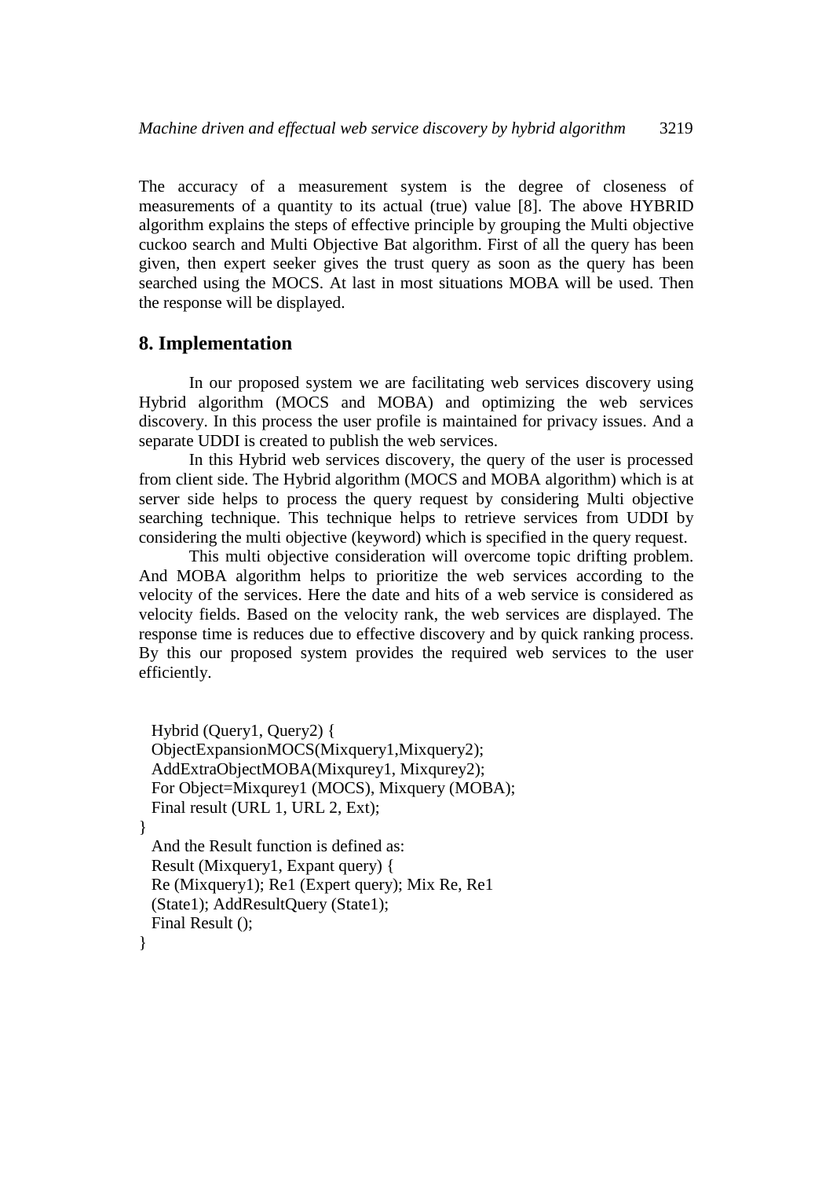The accuracy of a measurement system is the degree of closeness of measurements of a quantity to its actual (true) value [8]. The above HYBRID algorithm explains the steps of effective principle by grouping the Multi objective cuckoo search and Multi Objective Bat algorithm. First of all the query has been given, then expert seeker gives the trust query as soon as the query has been searched using the MOCS. At last in most situations MOBA will be used. Then the response will be displayed.

## 8. Implementation

In our proposed system we are facilitating web services discovery using Hybrid algorithm (MOCS and MOBA) and optimizing the web services discovery. In this process the user profile is maintained for privacy issues. And a separate UDDI is created to publish the web services.

In this Hybrid web services discovery, the query of the user is processed from client side. The Hybrid algorithm (MOCS and MOBA algorithm) which is at server side helps to process the query request by considering Multi objective searching technique. This technique helps to retrieve services from UDDI by considering the multi objective (keyword) which is specified in the query request.

This multi objective consideration will overcome topic drifting problem. And MOBA algorithm helps to prioritize the web services according to the velocity of the services. Here the date and hits of a web service is considered as velocity fields. Based on the velocity rank, the web services are displayed. The response time is reduces due to effective discovery and by quick ranking process. By this our proposed system provides the required web services to the user efficiently.

```
  Hybrid (Query1, Query2) {
  ObjectExpansionMOCS(Mixquery1,Mixquery2);
  AddExtraObjectMOBA(Mixqurey1, Mixqurey2);
  For Object=Mixqurey1 (MOCS), Mixquery (MOBA);
  Final result (URL 1, URL 2, Ext);
}
  And the Result function is defined as:
  Result (Mixquery1, Expant query) {
  Re (Mixquery1); Re1 (Expert query); Mix Re, Re1
  (State1); AddResultQuery (State1);
  Final Result ();
}
```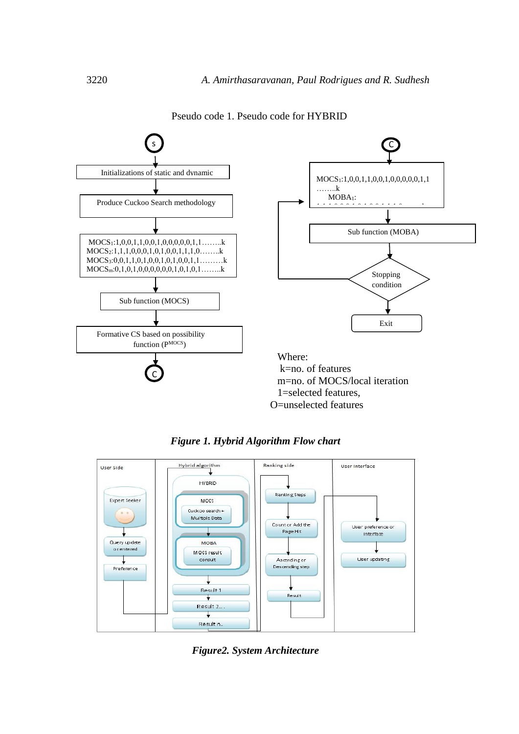Pseudo code 1. Pseudo code for HYBRID

S

Initializations of static and dynamic

Produce Cuckoo Search methodology

$MOCS_1$:1,0,0,1,1,0,0,1,0,0,0,0,0,1,1……..k
$MOCS_2$:1,1,1,0,0,0,1,0,1,0,0,1,1,1,0……..k
$MOCS_3$:0,0,1,1,0,1,0,0,1,0,1,0,0,1,1………k
$MOCS_m$:0,1,0,1,0,0,0,0,0,0,1,0,1,0,1……..k

Sub function (MOCS)

Formative CS based on possibility function ($P^{MOCS}$)

C

C

$MOCS_1$:1,0,0,1,1,0,0,1,0,0,0,0,0,1,1……..k
$MOBA_1$:

Sub function (MOBA)

Stopping condition

Exit

Where:
k=no. of features
m=no. of MOCS/local iteration
1=selected features,
O=unselected features

***Figure 1. Hybrid Algorithm Flow chart***

User Side | Hybrid algorithm | Ranking side | User Interface

Expert Seeker

Query update or entered

Preference

HYBRID

MOCS

Cuckoo search + Multiple Data

MOBA

MOCS result consult

Result 1

Result 2….

Result n..

Ranking Steps

Count or Add the Page Hit

Ascending or Descending step

Result

User preference or Interface

User updating

***Figure2. System Architecture***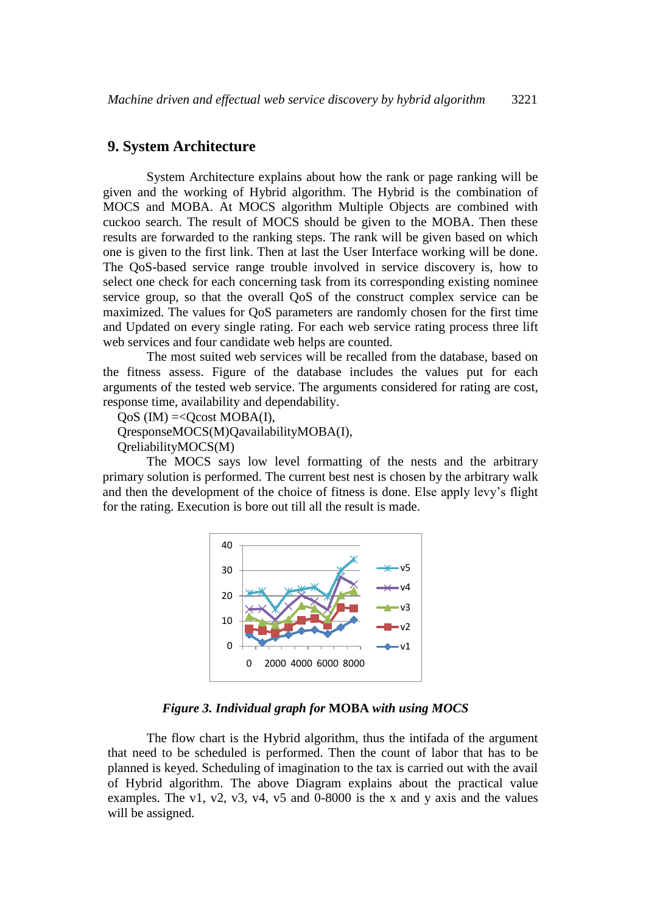## 9. System Architecture

System Architecture explains about how the rank or page ranking will be given and the working of Hybrid algorithm. The Hybrid is the combination of MOCS and MOBA. At MOCS algorithm Multiple Objects are combined with cuckoo search. The result of MOCS should be given to the MOBA. Then these results are forwarded to the ranking steps. The rank will be given based on which one is given to the first link. Then at last the User Interface working will be done. The QoS-based service range trouble involved in service discovery is, how to select one check for each concerning task from its corresponding existing nominee service group, so that the overall QoS of the construct complex service can be maximized. The values for QoS parameters are randomly chosen for the first time and Updated on every single rating. For each web service rating process three lift web services and four candidate web helps are counted.

The most suited web services will be recalled from the database, based on the fitness assess. Figure of the database includes the values put for each arguments of the tested web service. The arguments considered for rating are cost, response time, availability and dependability.

QoS (IM) =<Qcost MOBA(I),

QresponseMOCS(M)QavailabilityMOBA(I),

QreliabilityMOCS(M)

The MOCS says low level formatting of the nests and the arbitrary primary solution is performed. The current best nest is chosen by the arbitrary walk and then the development of the choice of fitness is done. Else apply levy's flight for the rating. Execution is bore out till all the result is made.

40
30
20
10
0
0 2000 4000 6000 8000
v5
v4
v3
v2
v1

***Figure 3. Individual graph for* MOBA *with using MOCS***

The flow chart is the Hybrid algorithm, thus the intifada of the argument that need to be scheduled is performed. Then the count of labor that has to be planned is keyed. Scheduling of imagination to the tax is carried out with the avail of Hybrid algorithm. The above Diagram explains about the practical value examples. The v1, v2, v3, v4, v5 and 0-8000 is the x and y axis and the values will be assigned.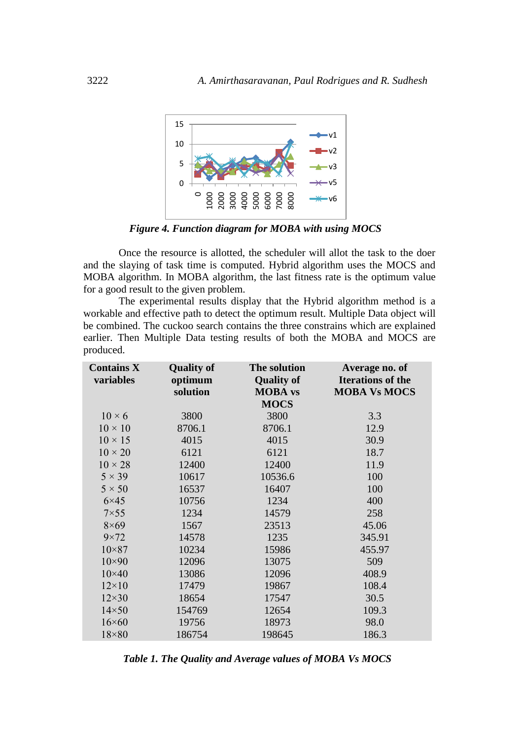*Figure 4. Function diagram for MOBA with using MOCS*

Once the resource is allotted, the scheduler will allot the task to the doer and the slaying of task time is computed. Hybrid algorithm uses the MOCS and MOBA algorithm. In MOBA algorithm, the last fitness rate is the optimum value for a good result to the given problem.

The experimental results display that the Hybrid algorithm method is a workable and effective path to detect the optimum result. Multiple Data object will be combined. The cuckoo search contains the three constrains which are explained earlier. Then Multiple Data testing results of both the MOBA and MOCS are produced.

| Contains X variables | Quality of optimum solution | The solution Quality of MOBA vs MOCS | Average no. of Iterations of the MOBA Vs MOCS |
|---|---|---|---|
| 10 × 6 | 3800 | 3800 | 3.3 |
| 10 × 10 | 8706.1 | 8706.1 | 12.9 |
| 10 × 15 | 4015 | 4015 | 30.9 |
| 10 × 20 | 6121 | 6121 | 18.7 |
| 10 × 28 | 12400 | 12400 | 11.9 |
| 5 × 39 | 10617 | 10536.6 | 100 |
| 5 × 50 | 16537 | 16407 | 100 |
| 6×45 | 10756 | 1234 | 400 |
| 7×55 | 1234 | 14579 | 258 |
| 8×69 | 1567 | 23513 | 45.06 |
| 9×72 | 14578 | 1235 | 345.91 |
| 10×87 | 10234 | 15986 | 455.97 |
| 10×90 | 12096 | 13075 | 509 |
| 10×40 | 13086 | 12096 | 408.9 |
| 12×10 | 17479 | 19867 | 108.4 |
| 12×30 | 18654 | 17547 | 30.5 |
| 14×50 | 154769 | 12654 | 109.3 |
| 16×60 | 19756 | 18973 | 98.0 |
| 18×80 | 186754 | 198645 | 186.3 |

*Table 1. The Quality and Average values of MOBA Vs MOCS*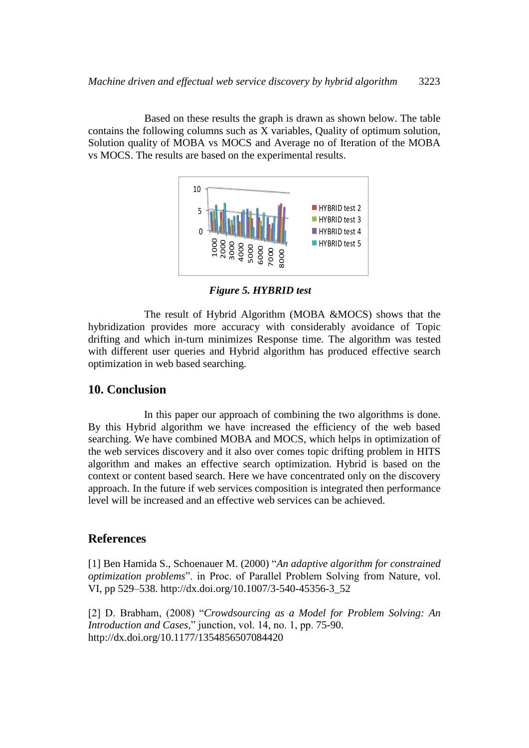Based on these results the graph is drawn as shown below. The table contains the following columns such as X variables, Quality of optimum solution, Solution quality of MOBA vs MOCS and Average no of Iteration of the MOBA vs MOCS. The results are based on the experimental results.

***Figure 5. HYBRID test***

The result of Hybrid Algorithm (MOBA &MOCS) shows that the hybridization provides more accuracy with considerably avoidance of Topic drifting and which in-turn minimizes Response time. The algorithm was tested with different user queries and Hybrid algorithm has produced effective search optimization in web based searching.

## 10. Conclusion

In this paper our approach of combining the two algorithms is done. By this Hybrid algorithm we have increased the efficiency of the web based searching. We have combined MOBA and MOCS, which helps in optimization of the web services discovery and it also over comes topic drifting problem in HITS algorithm and makes an effective search optimization. Hybrid is based on the context or content based search. Here we have concentrated only on the discovery approach. In the future if web services composition is integrated then performance level will be increased and an effective web services can be achieved.

## References

[1] Ben Hamida S., Schoenauer M. (2000) "*An adaptive algorithm for constrained optimization problems*". in Proc. of Parallel Problem Solving from Nature, vol. VI, pp 529–538. http://dx.doi.org/10.1007/3-540-45356-3_52

[2] D. Brabham, (2008) "*Crowdsourcing as a Model for Problem Solving: An Introduction and Cases*," junction, vol. 14, no. 1, pp. 75-90. http://dx.doi.org/10.1177/1354856507084420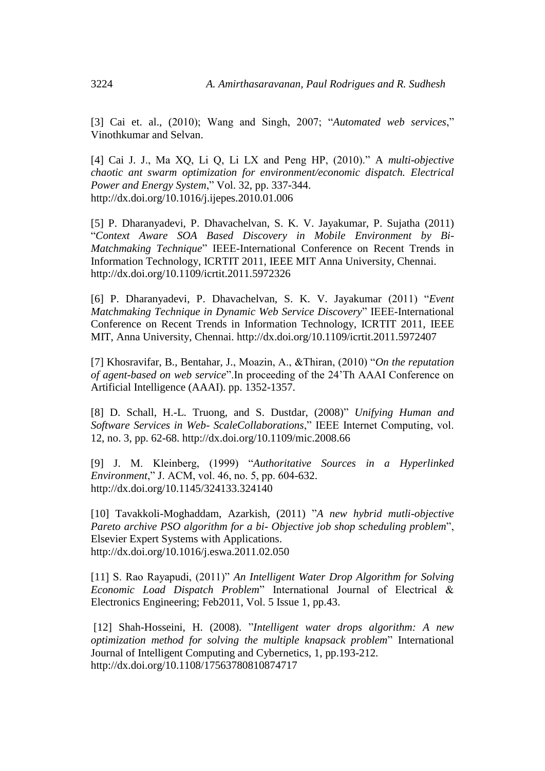[3] Cai et. al., (2010); Wang and Singh, 2007; "*Automated web services*," Vinothkumar and Selvan.

[4] Cai J. J., Ma XQ, Li Q, Li LX and Peng HP, (2010)." A *multi-objective chaotic ant swarm optimization for environment/economic dispatch. Electrical Power and Energy System*," Vol. 32, pp. 337-344. http://dx.doi.org/10.1016/j.ijepes.2010.01.006

[5] P. Dharanyadevi, P. Dhavachelvan, S. K. V. Jayakumar, P. Sujatha (2011) "*Context Aware SOA Based Discovery in Mobile Environment by Bi-Matchmaking Technique*" IEEE-International Conference on Recent Trends in Information Technology, ICRTIT 2011, IEEE MIT Anna University, Chennai. http://dx.doi.org/10.1109/icrtit.2011.5972326

[6] P. Dharanyadevi, P. Dhavachelvan, S. K. V. Jayakumar (2011) "*Event Matchmaking Technique in Dynamic Web Service Discovery*" IEEE-International Conference on Recent Trends in Information Technology, ICRTIT 2011, IEEE MIT, Anna University, Chennai. http://dx.doi.org/10.1109/icrtit.2011.5972407

[7] Khosravifar, B., Bentahar, J., Moazin, A., &Thiran, (2010) "*On the reputation of agent-based on web service*".In proceeding of the 24'Th AAAI Conference on Artificial Intelligence (AAAI). pp. 1352-1357.

[8] D. Schall, H.-L. Truong, and S. Dustdar, (2008)" *Unifying Human and Software Services in Web- ScaleCollaborations*," IEEE Internet Computing, vol. 12, no. 3, pp. 62-68. http://dx.doi.org/10.1109/mic.2008.66

[9] J. M. Kleinberg, (1999) "*Authoritative Sources in a Hyperlinked Environment*," J. ACM, vol. 46, no. 5, pp. 604-632. http://dx.doi.org/10.1145/324133.324140

[10] Tavakkoli-Moghaddam, Azarkish, (2011) "*A new hybrid mutli-objective Pareto archive PSO algorithm for a bi- Objective job shop scheduling problem*", Elsevier Expert Systems with Applications. http://dx.doi.org/10.1016/j.eswa.2011.02.050

[11] S. Rao Rayapudi, (2011)" *An Intelligent Water Drop Algorithm for Solving Economic Load Dispatch Problem*" International Journal of Electrical & Electronics Engineering; Feb2011, Vol. 5 Issue 1, pp.43.

[12] Shah-Hosseini, H. (2008). "*Intelligent water drops algorithm: A new optimization method for solving the multiple knapsack problem*" International Journal of Intelligent Computing and Cybernetics, 1, pp.193-212. http://dx.doi.org/10.1108/17563780810874717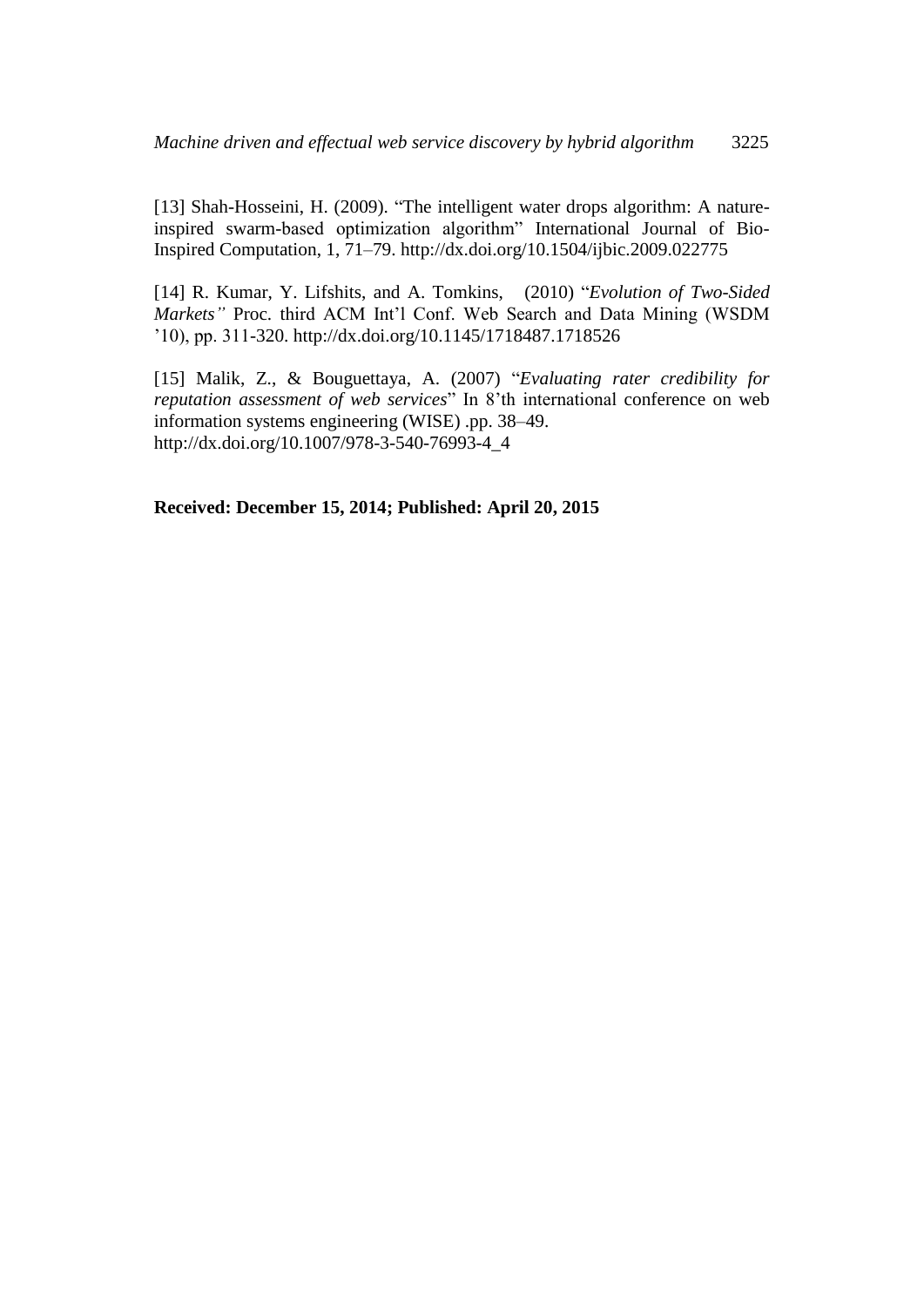[13] Shah-Hosseini, H. (2009). "The intelligent water drops algorithm: A nature-inspired swarm-based optimization algorithm" International Journal of Bio-Inspired Computation, 1, 71–79. http://dx.doi.org/10.1504/ijbic.2009.022775

[14] R. Kumar, Y. Lifshits, and A. Tomkins, (2010) "*Evolution of Two-Sided Markets"* Proc. third ACM Int'l Conf. Web Search and Data Mining (WSDM '10), pp. 311-320. http://dx.doi.org/10.1145/1718487.1718526

[15] Malik, Z., & Bouguettaya, A. (2007) "*Evaluating rater credibility for reputation assessment of web services*" In 8'th international conference on web information systems engineering (WISE) .pp. 38–49. http://dx.doi.org/10.1007/978-3-540-76993-4_4

**Received: December 15, 2014; Published: April 20, 2015**